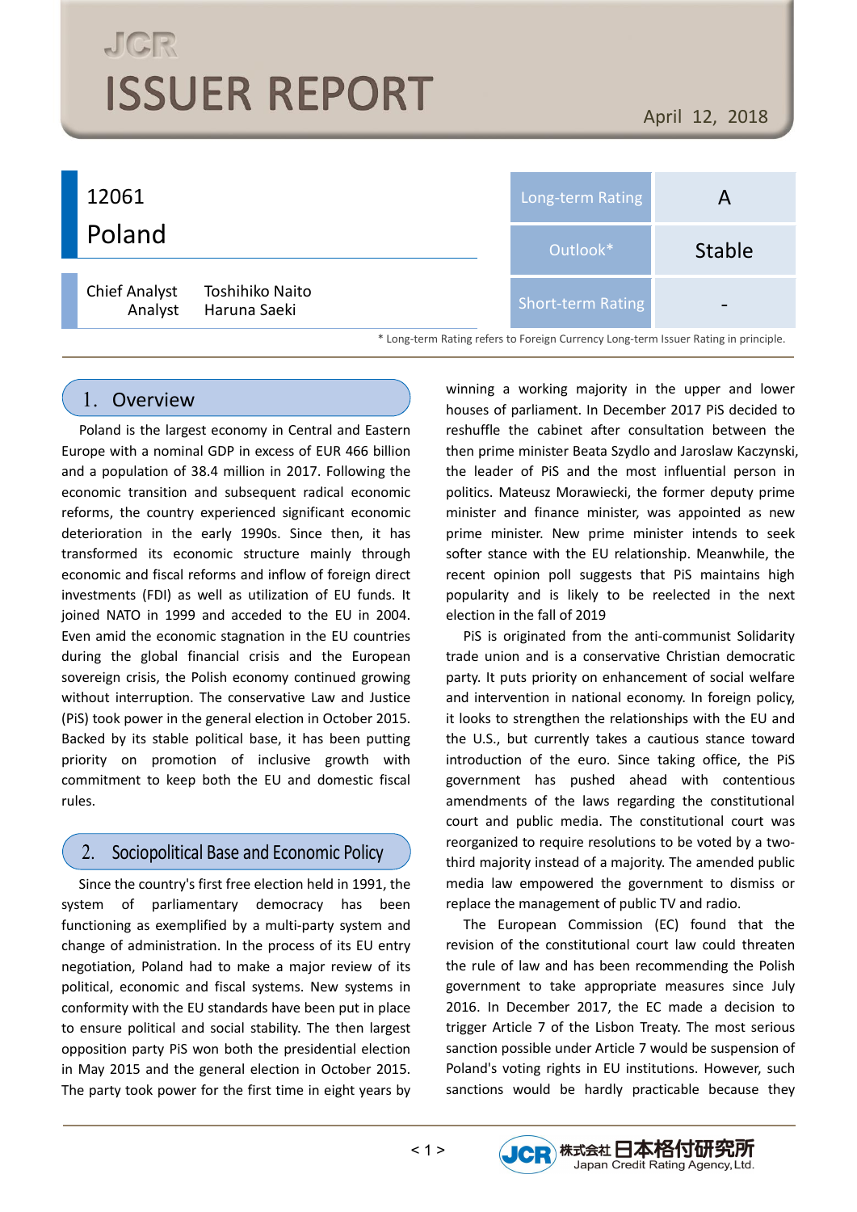# ISSUER REPORT

April 12, 2018

## 12061
## Poland

Chief Analyst Toshihiko Naito
Analyst Haruna Saeki

| Long-term Rating | A |
|---|---|
| Outlook* | Stable |
| Short-term Rating | - |

\* Long-term Rating refers to Foreign Currency Long-term Issuer Rating in principle.

## 1. Overview

Poland is the largest economy in Central and Eastern Europe with a nominal GDP in excess of EUR 466 billion and a population of 38.4 million in 2017. Following the economic transition and subsequent radical economic reforms, the country experienced significant economic deterioration in the early 1990s. Since then, it has transformed its economic structure mainly through economic and fiscal reforms and inflow of foreign direct investments (FDI) as well as utilization of EU funds. It joined NATO in 1999 and acceded to the EU in 2004. Even amid the economic stagnation in the EU countries during the global financial crisis and the European sovereign crisis, the Polish economy continued growing without interruption. The conservative Law and Justice (PiS) took power in the general election in October 2015. Backed by its stable political base, it has been putting priority on promotion of inclusive growth with commitment to keep both the EU and domestic fiscal rules.

## 2. Sociopolitical Base and Economic Policy

Since the country's first free election held in 1991, the system of parliamentary democracy has been functioning as exemplified by a multi-party system and change of administration. In the process of its EU entry negotiation, Poland had to make a major review of its political, economic and fiscal systems. New systems in conformity with the EU standards have been put in place to ensure political and social stability. The then largest opposition party PiS won both the presidential election in May 2015 and the general election in October 2015. The party took power for the first time in eight years by winning a working majority in the upper and lower houses of parliament. In December 2017 PiS decided to reshuffle the cabinet after consultation between the then prime minister Beata Szydlo and Jaroslaw Kaczynski, the leader of PiS and the most influential person in politics. Mateusz Morawiecki, the former deputy prime minister and finance minister, was appointed as new prime minister. New prime minister intends to seek softer stance with the EU relationship. Meanwhile, the recent opinion poll suggests that PiS maintains high popularity and is likely to be reelected in the next election in the fall of 2019

PiS is originated from the anti-communist Solidarity trade union and is a conservative Christian democratic party. It puts priority on enhancement of social welfare and intervention in national economy. In foreign policy, it looks to strengthen the relationships with the EU and the U.S., but currently takes a cautious stance toward introduction of the euro. Since taking office, the PiS government has pushed ahead with contentious amendments of the laws regarding the constitutional court and public media. The constitutional court was reorganized to require resolutions to be voted by a two-third majority instead of a majority. The amended public media law empowered the government to dismiss or replace the management of public TV and radio.

The European Commission (EC) found that the revision of the constitutional court law could threaten the rule of law and has been recommending the Polish government to take appropriate measures since July 2016. In December 2017, the EC made a decision to trigger Article 7 of the Lisbon Treaty. The most serious sanction possible under Article 7 would be suspension of Poland's voting rights in EU institutions. However, such sanctions would be hardly practicable because they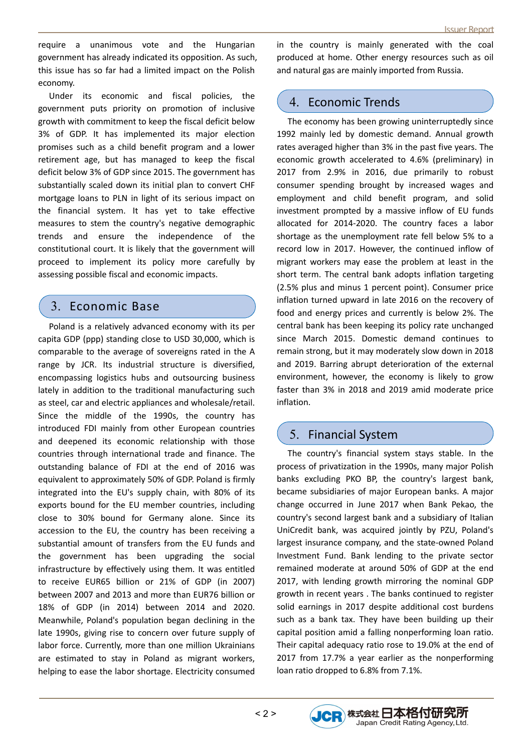require a unanimous vote and the Hungarian government has already indicated its opposition. As such, this issue has so far had a limited impact on the Polish economy.

Under its economic and fiscal policies, the government puts priority on promotion of inclusive growth with commitment to keep the fiscal deficit below 3% of GDP. It has implemented its major election promises such as a child benefit program and a lower retirement age, but has managed to keep the fiscal deficit below 3% of GDP since 2015. The government has substantially scaled down its initial plan to convert CHF mortgage loans to PLN in light of its serious impact on the financial system. It has yet to take effective measures to stem the country's negative demographic trends and ensure the independence of the constitutional court. It is likely that the government will proceed to implement its policy more carefully by assessing possible fiscal and economic impacts.

## 3. Economic Base

Poland is a relatively advanced economy with its per capita GDP (ppp) standing close to USD 30,000, which is comparable to the average of sovereigns rated in the A range by JCR. Its industrial structure is diversified, encompassing logistics hubs and outsourcing business lately in addition to the traditional manufacturing such as steel, car and electric appliances and wholesale/retail. Since the middle of the 1990s, the country has introduced FDI mainly from other European countries and deepened its economic relationship with those countries through international trade and finance. The outstanding balance of FDI at the end of 2016 was equivalent to approximately 50% of GDP. Poland is firmly integrated into the EU's supply chain, with 80% of its exports bound for the EU member countries, including close to 30% bound for Germany alone. Since its accession to the EU, the country has been receiving a substantial amount of transfers from the EU funds and the government has been upgrading the social infrastructure by effectively using them. It was entitled to receive EUR65 billion or 21% of GDP (in 2007) between 2007 and 2013 and more than EUR76 billion or 18% of GDP (in 2014) between 2014 and 2020. Meanwhile, Poland's population began declining in the late 1990s, giving rise to concern over future supply of labor force. Currently, more than one million Ukrainians are estimated to stay in Poland as migrant workers, helping to ease the labor shortage. Electricity consumed in the country is mainly generated with the coal produced at home. Other energy resources such as oil and natural gas are mainly imported from Russia.

## 4. Economic Trends

The economy has been growing uninterruptedly since 1992 mainly led by domestic demand. Annual growth rates averaged higher than 3% in the past five years. The economic growth accelerated to 4.6% (preliminary) in 2017 from 2.9% in 2016, due primarily to robust consumer spending brought by increased wages and employment and child benefit program, and solid investment prompted by a massive inflow of EU funds allocated for 2014-2020. The country faces a labor shortage as the unemployment rate fell below 5% to a record low in 2017. However, the continued inflow of migrant workers may ease the problem at least in the short term. The central bank adopts inflation targeting (2.5% plus and minus 1 percent point). Consumer price inflation turned upward in late 2016 on the recovery of food and energy prices and currently is below 2%. The central bank has been keeping its policy rate unchanged since March 2015. Domestic demand continues to remain strong, but it may moderately slow down in 2018 and 2019. Barring abrupt deterioration of the external environment, however, the economy is likely to grow faster than 3% in 2018 and 2019 amid moderate price inflation.

## 5. Financial System

The country's financial system stays stable. In the process of privatization in the 1990s, many major Polish banks excluding PKO BP, the country's largest bank, became subsidiaries of major European banks. A major change occurred in June 2017 when Bank Pekao, the country's second largest bank and a subsidiary of Italian UniCredit bank, was acquired jointly by PZU, Poland's largest insurance company, and the state-owned Poland Investment Fund. Bank lending to the private sector remained moderate at around 50% of GDP at the end 2017, with lending growth mirroring the nominal GDP growth in recent years . The banks continued to register solid earnings in 2017 despite additional cost burdens such as a bank tax. They have been building up their capital position amid a falling nonperforming loan ratio. Their capital adequacy ratio rose to 19.0% at the end of 2017 from 17.7% a year earlier as the nonperforming loan ratio dropped to 6.8% from 7.1%.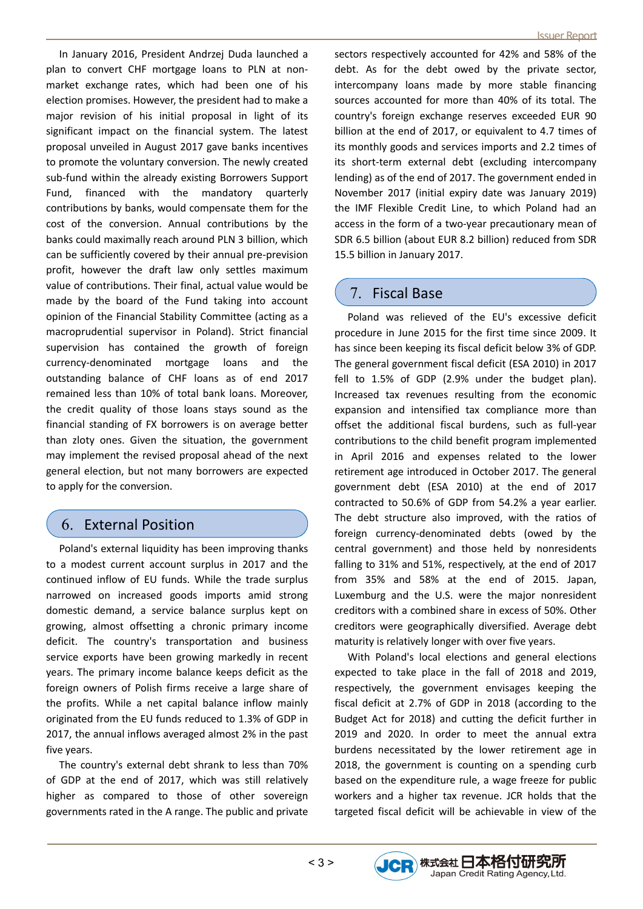In January 2016, President Andrzej Duda launched a plan to convert CHF mortgage loans to PLN at non-market exchange rates, which had been one of his election promises. However, the president had to make a major revision of his initial proposal in light of its significant impact on the financial system. The latest proposal unveiled in August 2017 gave banks incentives to promote the voluntary conversion. The newly created sub-fund within the already existing Borrowers Support Fund, financed with the mandatory quarterly contributions by banks, would compensate them for the cost of the conversion. Annual contributions by the banks could maximally reach around PLN 3 billion, which can be sufficiently covered by their annual pre-prevision profit, however the draft law only settles maximum value of contributions. Their final, actual value would be made by the board of the Fund taking into account opinion of the Financial Stability Committee (acting as a macroprudential supervisor in Poland). Strict financial supervision has contained the growth of foreign currency-denominated mortgage loans and the outstanding balance of CHF loans as of end 2017 remained less than 10% of total bank loans. Moreover, the credit quality of those loans stays sound as the financial standing of FX borrowers is on average better than zloty ones. Given the situation, the government may implement the revised proposal ahead of the next general election, but not many borrowers are expected to apply for the conversion.

## 6. External Position

Poland's external liquidity has been improving thanks to a modest current account surplus in 2017 and the continued inflow of EU funds. While the trade surplus narrowed on increased goods imports amid strong domestic demand, a service balance surplus kept on growing, almost offsetting a chronic primary income deficit. The country's transportation and business service exports have been growing markedly in recent years. The primary income balance keeps deficit as the foreign owners of Polish firms receive a large share of the profits. While a net capital balance inflow mainly originated from the EU funds reduced to 1.3% of GDP in 2017, the annual inflows averaged almost 2% in the past five years.

The country's external debt shrank to less than 70% of GDP at the end of 2017, which was still relatively higher as compared to those of other sovereign governments rated in the A range. The public and private sectors respectively accounted for 42% and 58% of the debt. As for the debt owed by the private sector, intercompany loans made by more stable financing sources accounted for more than 40% of its total. The country's foreign exchange reserves exceeded EUR 90 billion at the end of 2017, or equivalent to 4.7 times of its monthly goods and services imports and 2.2 times of its short-term external debt (excluding intercompany lending) as of the end of 2017. The government ended in November 2017 (initial expiry date was January 2019) the IMF Flexible Credit Line, to which Poland had an access in the form of a two-year precautionary mean of SDR 6.5 billion (about EUR 8.2 billion) reduced from SDR 15.5 billion in January 2017.

## 7. Fiscal Base

Poland was relieved of the EU's excessive deficit procedure in June 2015 for the first time since 2009. It has since been keeping its fiscal deficit below 3% of GDP. The general government fiscal deficit (ESA 2010) in 2017 fell to 1.5% of GDP (2.9% under the budget plan). Increased tax revenues resulting from the economic expansion and intensified tax compliance more than offset the additional fiscal burdens, such as full-year contributions to the child benefit program implemented in April 2016 and expenses related to the lower retirement age introduced in October 2017. The general government debt (ESA 2010) at the end of 2017 contracted to 50.6% of GDP from 54.2% a year earlier. The debt structure also improved, with the ratios of foreign currency-denominated debts (owed by the central government) and those held by nonresidents falling to 31% and 51%, respectively, at the end of 2017 from 35% and 58% at the end of 2015. Japan, Luxemburg and the U.S. were the major nonresident creditors with a combined share in excess of 50%. Other creditors were geographically diversified. Average debt maturity is relatively longer with over five years.

With Poland's local elections and general elections expected to take place in the fall of 2018 and 2019, respectively, the government envisages keeping the fiscal deficit at 2.7% of GDP in 2018 (according to the Budget Act for 2018) and cutting the deficit further in 2019 and 2020. In order to meet the annual extra burdens necessitated by the lower retirement age in 2018, the government is counting on a spending curb based on the expenditure rule, a wage freeze for public workers and a higher tax revenue. JCR holds that the targeted fiscal deficit will be achievable in view of the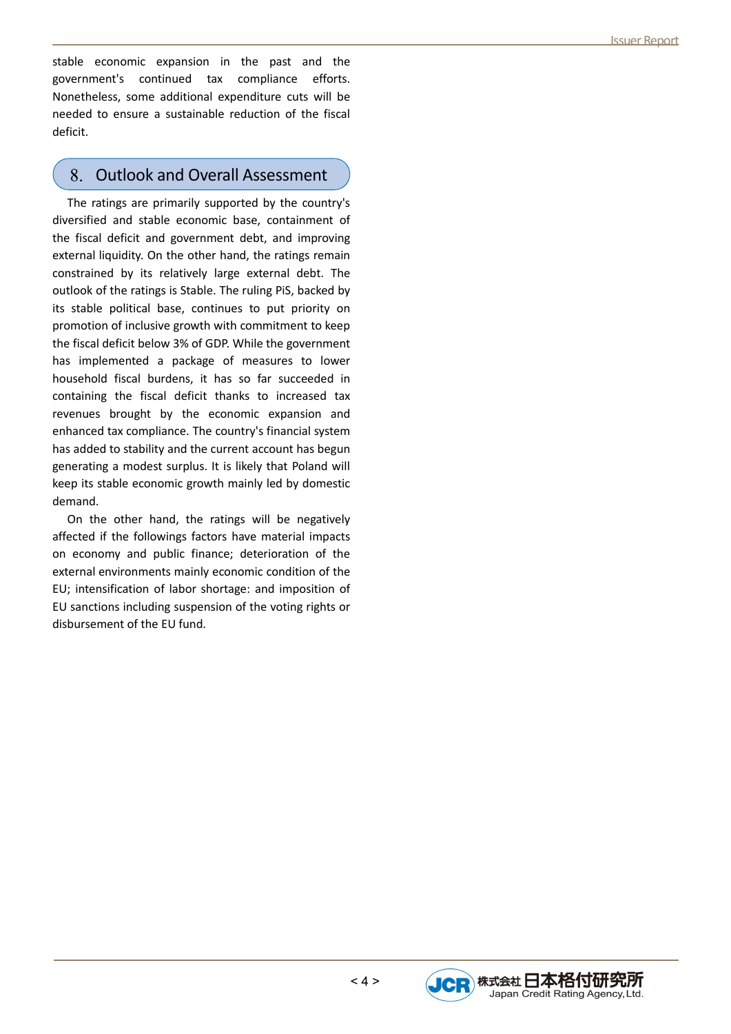stable economic expansion in the past and the government's continued tax compliance efforts. Nonetheless, some additional expenditure cuts will be needed to ensure a sustainable reduction of the fiscal deficit.

## 8. Outlook and Overall Assessment

The ratings are primarily supported by the country's diversified and stable economic base, containment of the fiscal deficit and government debt, and improving external liquidity. On the other hand, the ratings remain constrained by its relatively large external debt. The outlook of the ratings is Stable. The ruling PiS, backed by its stable political base, continues to put priority on promotion of inclusive growth with commitment to keep the fiscal deficit below 3% of GDP. While the government has implemented a package of measures to lower household fiscal burdens, it has so far succeeded in containing the fiscal deficit thanks to increased tax revenues brought by the economic expansion and enhanced tax compliance. The country's financial system has added to stability and the current account has begun generating a modest surplus. It is likely that Poland will keep its stable economic growth mainly led by domestic demand.

On the other hand, the ratings will be negatively affected if the followings factors have material impacts on economy and public finance; deterioration of the external environments mainly economic condition of the EU; intensification of labor shortage: and imposition of EU sanctions including suspension of the voting rights or disbursement of the EU fund.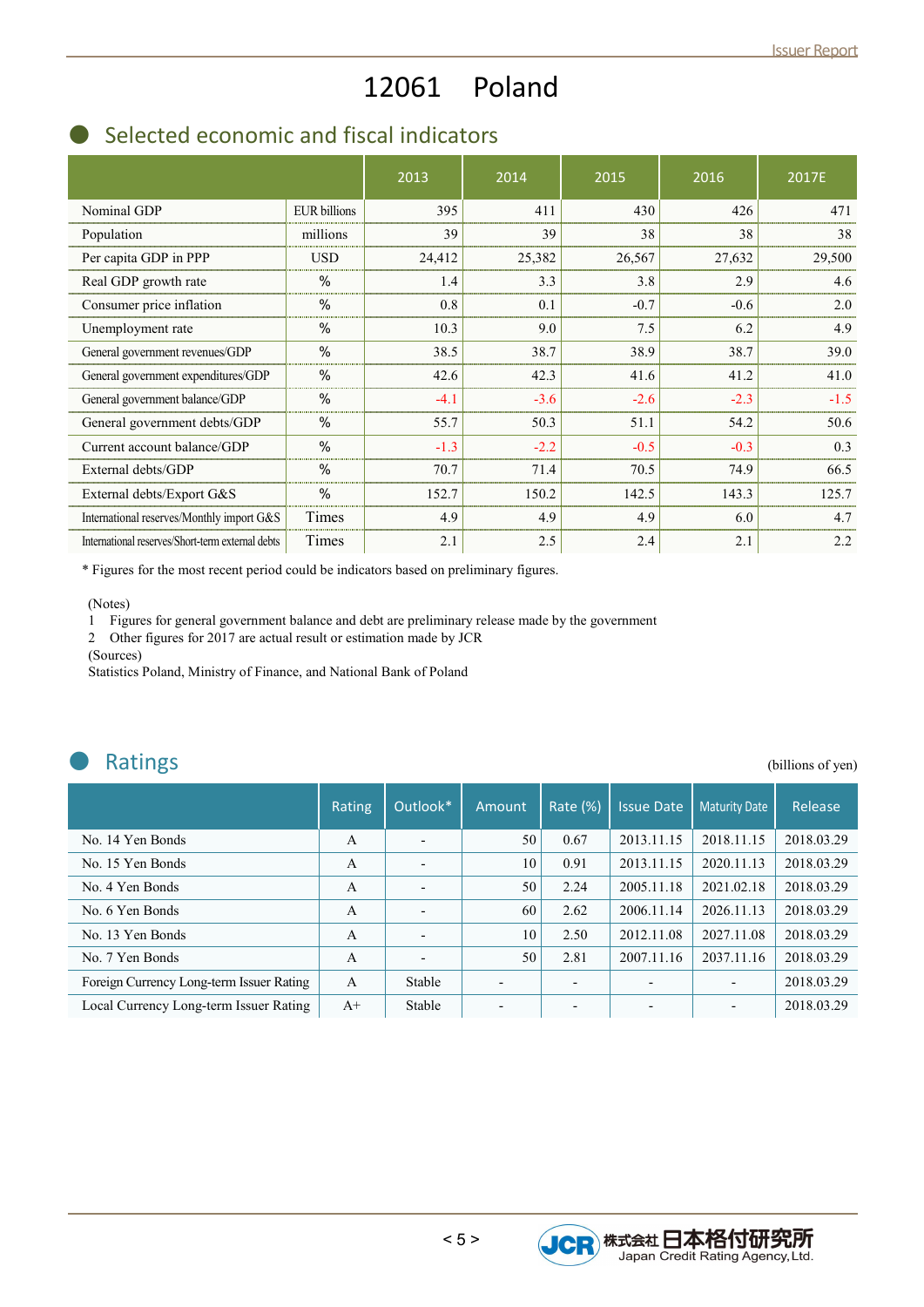# 12061 Poland

## Selected economic and fiscal indicators

| | | 2013 | 2014 | 2015 | 2016 | 2017E |
|---|---|---|---|---|---|---|
| Nominal GDP | EUR billions | 395 | 411 | 430 | 426 | 471 |
| Population | millions | 39 | 39 | 38 | 38 | 38 |
| Per capita GDP in PPP | USD | 24,412 | 25,382 | 26,567 | 27,632 | 29,500 |
| Real GDP growth rate | % | 1.4 | 3.3 | 3.8 | 2.9 | 4.6 |
| Consumer price inflation | % | 0.8 | 0.1 | -0.7 | -0.6 | 2.0 |
| Unemployment rate | % | 10.3 | 9.0 | 7.5 | 6.2 | 4.9 |
| General government revenues/GDP | % | 38.5 | 38.7 | 38.9 | 38.7 | 39.0 |
| General government expenditures/GDP | % | 42.6 | 42.3 | 41.6 | 41.2 | 41.0 |
| General government balance/GDP | % | -4.1 | -3.6 | -2.6 | -2.3 | -1.5 |
| General government debts/GDP | % | 55.7 | 50.3 | 51.1 | 54.2 | 50.6 |
| Current account balance/GDP | % | -1.3 | -2.2 | -0.5 | -0.3 | 0.3 |
| External debts/GDP | % | 70.7 | 71.4 | 70.5 | 74.9 | 66.5 |
| External debts/Export G&S | % | 152.7 | 150.2 | 142.5 | 143.3 | 125.7 |
| International reserves/Monthly import G&S | Times | 4.9 | 4.9 | 4.9 | 6.0 | 4.7 |
| International reserves/Short-term external debts | Times | 2.1 | 2.5 | 2.4 | 2.1 | 2.2 |

\* Figures for the most recent period could be indicators based on preliminary figures.

(Notes)
1 Figures for general government balance and debt are preliminary release made by the government
2 Other figures for 2017 are actual result or estimation made by JCR
(Sources)
Statistics Poland, Ministry of Finance, and National Bank of Poland

## Ratings

(billions of yen)

| | Rating | Outlook* | Amount | Rate (%) | Issue Date | Maturity Date | Release |
|---|---|---|---|---|---|---|---|
| No. 14 Yen Bonds | A | - | 50 | 0.67 | 2013.11.15 | 2018.11.15 | 2018.03.29 |
| No. 15 Yen Bonds | A | - | 10 | 0.91 | 2013.11.15 | 2020.11.13 | 2018.03.29 |
| No. 4 Yen Bonds | A | - | 50 | 2.24 | 2005.11.18 | 2021.02.18 | 2018.03.29 |
| No. 6 Yen Bonds | A | - | 60 | 2.62 | 2006.11.14 | 2026.11.13 | 2018.03.29 |
| No. 13 Yen Bonds | A | - | 10 | 2.50 | 2012.11.08 | 2027.11.08 | 2018.03.29 |
| No. 7 Yen Bonds | A | - | 50 | 2.81 | 2007.11.16 | 2037.11.16 | 2018.03.29 |
| Foreign Currency Long-term Issuer Rating | A | Stable | - | - | - | - | 2018.03.29 |
| Local Currency Long-term Issuer Rating | A+ | Stable | - | - | - | - | 2018.03.29 |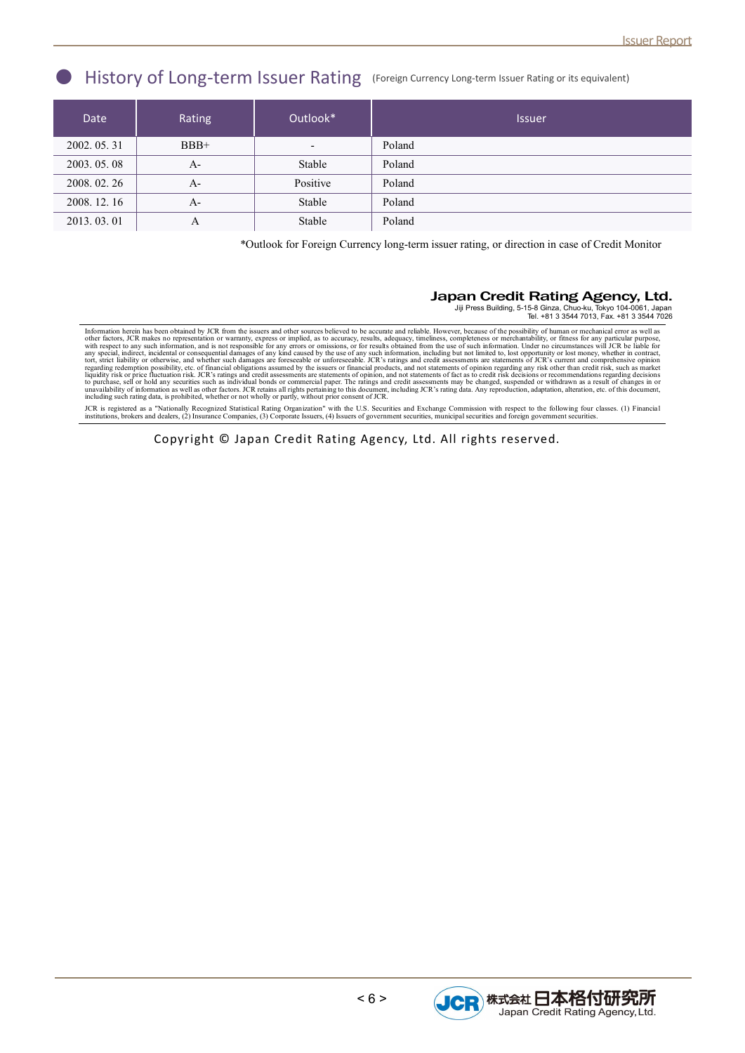## History of Long-term Issuer Rating (Foreign Currency Long-term Issuer Rating or its equivalent)

| Date | Rating | Outlook* | Issuer |
|---|---|---|---|
| 2002. 05. 31 | BBB+ | - | Poland |
| 2003. 05. 08 | A- | Stable | Poland |
| 2008. 02. 26 | A- | Positive | Poland |
| 2008. 12. 16 | A- | Stable | Poland |
| 2013. 03. 01 | A | Stable | Poland |

*Outlook for Foreign Currency long-term issuer rating, or direction in case of Credit Monitor

**Japan Credit Rating Agency, Ltd.**
Jiji Press Building, 5-15-8 Ginza, Chuo-ku, Tokyo 104-0061, Japan
Tel. +81 3 3544 7013, Fax. +81 3 3544 7026

Information herein has been obtained by JCR from the issuers and other sources believed to be accurate and reliable. However, because of the possibility of human or mechanical error as well as other factors, JCR makes no representation or warranty, express or implied, as to accuracy, results, adequacy, timeliness, completeness or merchantability, or fitness for any particular purpose, with respect to any such information, and is not responsible for any errors or omissions, or for results obtained from the use of such information. Under no circumstances will JCR be liable for any special, indirect, incidental or consequential damages of any kind caused by the use of any such information, including but not limited to, lost opportunity or lost money, whether in contract, tort, strict liability or otherwise, and whether such damages are foreseeable or unforeseeable. JCR's ratings and credit assessments are statements of JCR's current and comprehensive opinion regarding redemption possibility, etc. of financial obligations assumed by the issuers or financial products, and not statements of opinion regarding any risk other than credit risk, such as market liquidity risk or price fluctuation risk. JCR's ratings and credit assessments are statements of opinion, and not statements of fact as to credit risk decisions or recommendations regarding decisions to purchase, sell or hold any securities such as individual bonds or commercial paper. The ratings and credit assessments may be changed, suspended or withdrawn as a result of changes in or unavailability of information as well as other factors. JCR retains all rights pertaining to this document, including JCR's rating data. Any reproduction, adaptation, alteration, etc. of this document, including such rating data, is prohibited, whether or not wholly or partly, without prior consent of JCR.

JCR is registered as a "Nationally Recognized Statistical Rating Organization" with the U.S. Securities and Exchange Commission with respect to the following four classes. (1) Financial institutions, brokers and dealers, (2) Insurance Companies, (3) Corporate Issuers, (4) Issuers of government securities, municipal securities and foreign government securities.

Copyright © Japan Credit Rating Agency, Ltd. All rights reserved.